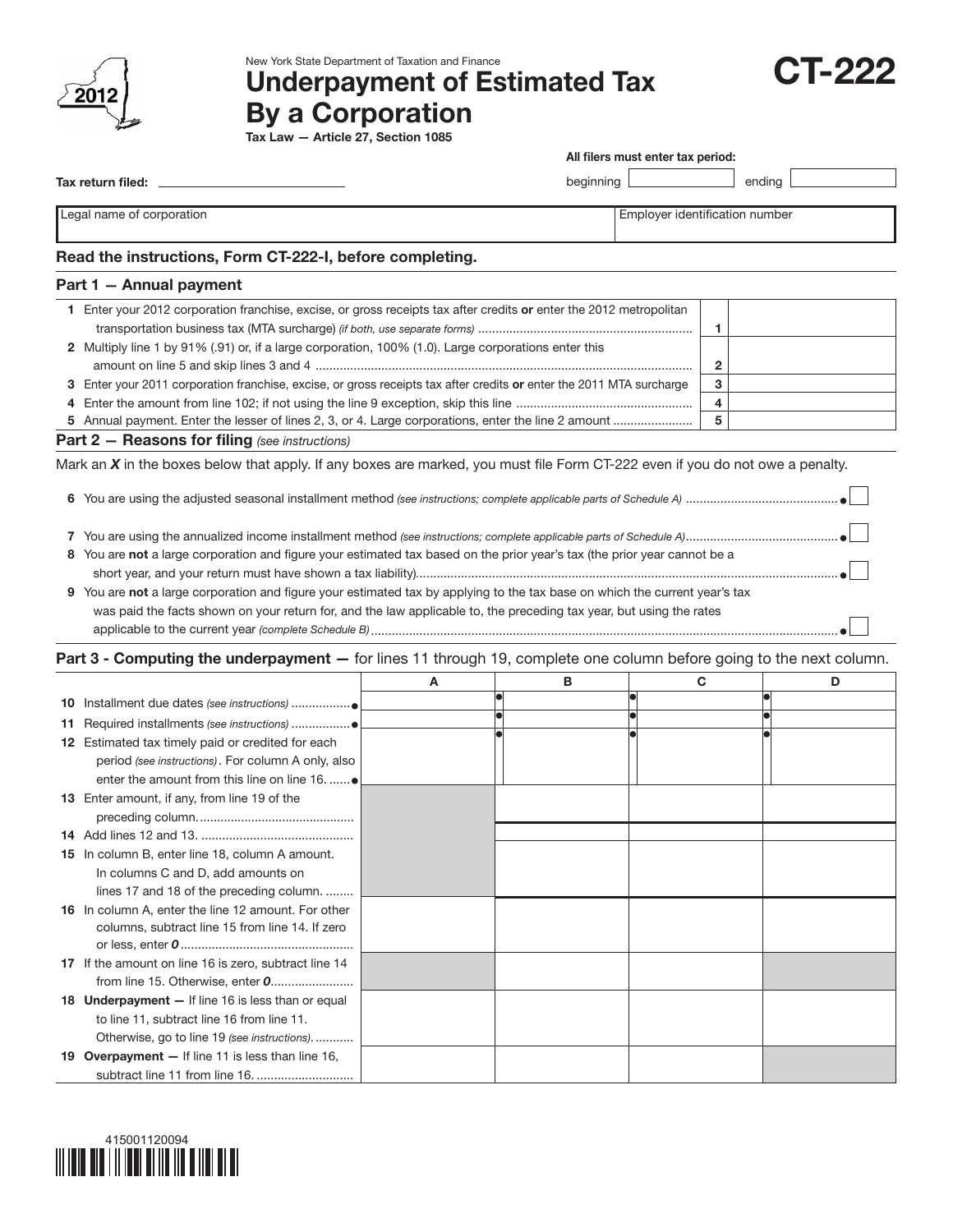New York State Department of Taxation and Finance

# Underpayment of Estimated Tax By a Corporation

**Tax Law — Article 27, Section 1085**

**CT-222**

2012

**All filers must enter tax period:**

**Tax return filed:** ______________________ beginning ____________ ending ____________

| Legal name of corporation | Employer identification number |
|---|---|
| | |

**Read the instructions, Form CT-222-I, before completing.**

## Part 1 — Annual payment

| | | |
|---|---|---|
| **1** Enter your 2012 corporation franchise, excise, or gross receipts tax after credits **or** enter the 2012 metropolitan transportation business tax (MTA surcharge) *(if both, use separate forms)* | **1** | |
| **2** Multiply line 1 by 91% (.91) or, if a large corporation, 100% (1.0). Large corporations enter this amount on line 5 and skip lines 3 and 4 | **2** | |
| **3** Enter your 2011 corporation franchise, excise, or gross receipts tax after credits **or** enter the 2011 MTA surcharge | **3** | |
| **4** Enter the amount from line 102; if not using the line 9 exception, skip this line | **4** | |
| **5** Annual payment. Enter the lesser of lines 2, 3, or 4. Large corporations, enter the line 2 amount | **5** | |

## Part 2 — Reasons for filing *(see instructions)*

Mark an ***X*** in the boxes below that apply. If any boxes are marked, you must file Form CT-222 even if you do not owe a penalty.

**6** You are using the adjusted seasonal installment method *(see instructions; complete applicable parts of Schedule A)* ● ☐

**7** You are using the annualized income installment method *(see instructions; complete applicable parts of Schedule A)* ● ☐

**8** You are **not** a large corporation and figure your estimated tax based on the prior year's tax (the prior year cannot be a short year, and your return must have shown a tax liability) ● ☐

**9** You are **not** a large corporation and figure your estimated tax by applying to the tax base on which the current year's tax was paid the facts shown on your return for, and the law applicable to, the preceding tax year, but using the rates applicable to the current year *(complete Schedule B)* ● ☐

## Part 3 - Computing the underpayment — for lines 11 through 19, complete one column before going to the next column.

| | A | B | C | D |
|---|---|---|---|---|
| **10** Installment due dates *(see instructions)* ● | | ● | ● | ● |
| **11** Required installments *(see instructions)* ● | | ● | ● | ● |
| **12** Estimated tax timely paid or credited for each period *(see instructions)*. For column A only, also enter the amount from this line on line 16. ● | | ● | ● | ● |
| **13** Enter amount, if any, from line 19 of the preceding column. | | | | |
| **14** Add lines 12 and 13. | | | | |
| **15** In column B, enter line 18, column A amount. In columns C and D, add amounts on lines 17 and 18 of the preceding column. | | | | |
| **16** In column A, enter the line 12 amount. For other columns, subtract line 15 from line 14. If zero or less, enter ***0*** | | | | |
| **17** If the amount on line 16 is zero, subtract line 14 from line 15. Otherwise, enter ***0*** | | | | |
| **18** **Underpayment —** If line 16 is less than or equal to line 11, subtract line 16 from line 11. Otherwise, go to line 19 *(see instructions)*. | | | | |
| **19** **Overpayment —** If line 11 is less than line 16, subtract line 11 from line 16. | | | | |

415001120094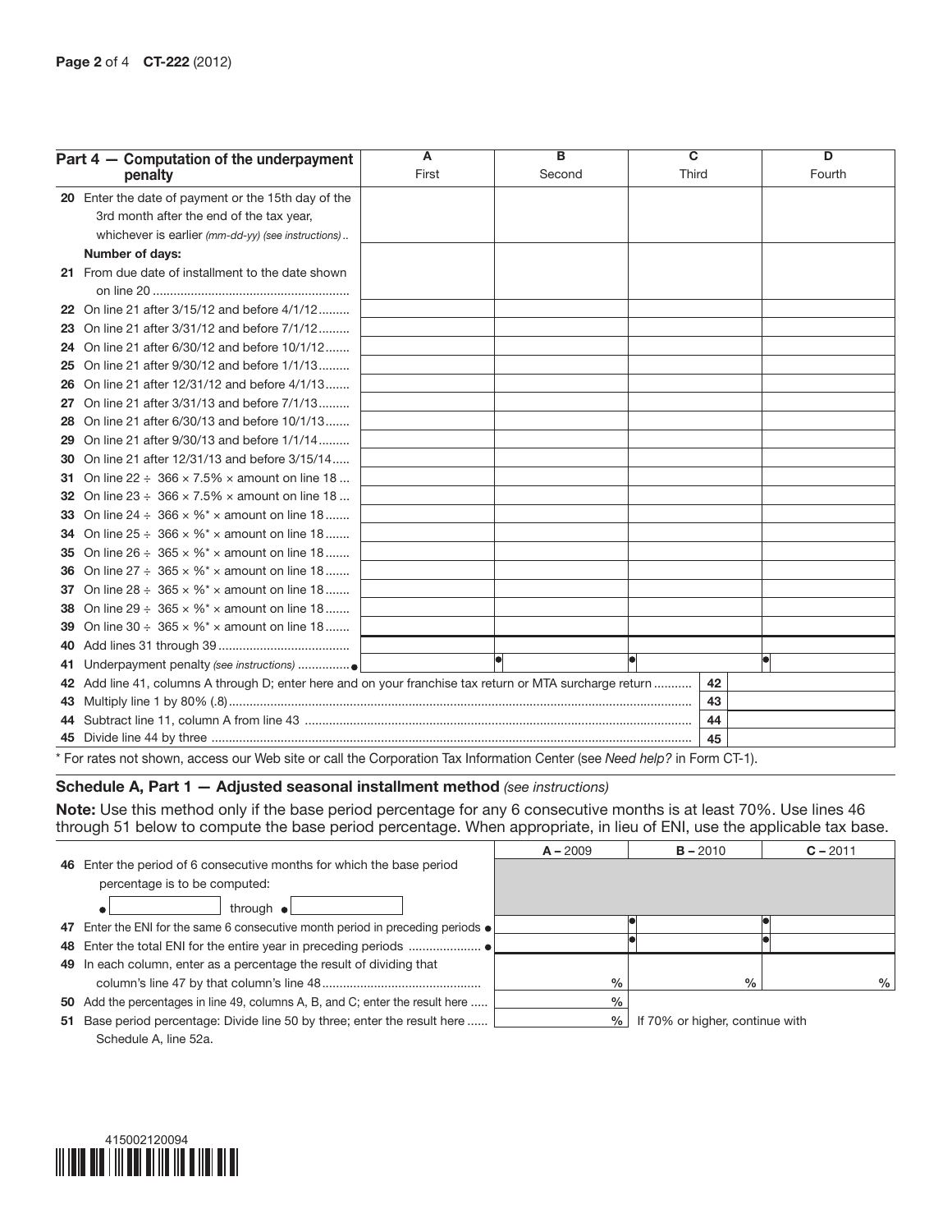| Part 4 — Computation of the underpayment penalty | A First | B Second | C Third | D Fourth |
|---|---|---|---|---|
| 20 Enter the date of payment or the 15th day of the 3rd month after the end of the tax year, whichever is earlier *(mm-dd-yy) (see instructions)* .. | | | | |
| **Number of days:** | | | | |
| 21 From due date of installment to the date shown on line 20 ........................................................ | | | | |
| 22 On line 21 after 3/15/12 and before 4/1/12......... | | | | |
| 23 On line 21 after 3/31/12 and before 7/1/12......... | | | | |
| 24 On line 21 after 6/30/12 and before 10/1/12....... | | | | |
| 25 On line 21 after 9/30/12 and before 1/1/13......... | | | | |
| 26 On line 21 after 12/31/12 and before 4/1/13....... | | | | |
| 27 On line 21 after 3/31/13 and before 7/1/13......... | | | | |
| 28 On line 21 after 6/30/13 and before 10/1/13....... | | | | |
| 29 On line 21 after 9/30/13 and before 1/1/14......... | | | | |
| 30 On line 21 after 12/31/13 and before 3/15/14..... | | | | |
| 31 On line 22 ÷ 366 × 7.5% × amount on line 18 ... | | | | |
| 32 On line 23 ÷ 366 × 7.5% × amount on line 18 ... | | | | |
| 33 On line 24 ÷ 366 × %* × amount on line 18....... | | | | |
| 34 On line 25 ÷ 366 × %* × amount on line 18....... | | | | |
| 35 On line 26 ÷ 365 × %* × amount on line 18....... | | | | |
| 36 On line 27 ÷ 365 × %* × amount on line 18....... | | | | |
| 37 On line 28 ÷ 365 × %* × amount on line 18....... | | | | |
| 38 On line 29 ÷ 365 × %* × amount on line 18....... | | | | |
| 39 On line 30 ÷ 365 × %* × amount on line 18....... | | | | |
| 40 Add lines 31 through 39 ..................................... | | | | |
| 41 Underpayment penalty *(see instructions)* ............... ● | | ● | ● | ● |

| | | |
|---|---|---|
| 42 Add line 41, columns A through D; enter here and on your franchise tax return or MTA surcharge return ........... | 42 | |
| 43 Multiply line 1 by 80% (.8)................................................................................................................... | 43 | |
| 44 Subtract line 11, column A from line 43 .............................................................................................. | 44 | |
| 45 Divide line 44 by three ........................................................................................................................ | 45 | |

\* For rates not shown, access our Web site or call the Corporation Tax Information Center (see *Need help?* in Form CT-1).

## Schedule A, Part 1 — Adjusted seasonal installment method *(see instructions)*

**Note:** Use this method only if the base period percentage for any 6 consecutive months is at least 70%. Use lines 46 through 51 below to compute the base period percentage. When appropriate, in lieu of ENI, use the applicable tax base.

| | A – 2009 | B – 2010 | C – 2011 |
|---|---|---|---|
| 46 Enter the period of 6 consecutive months for which the base period percentage is to be computed: ● ____________ through ● ____________ | | | |
| 47 Enter the ENI for the same 6 consecutive month period in preceding periods ● | | ● | ● |
| 48 Enter the total ENI for the entire year in preceding periods .................... ● | | ● | ● |
| 49 In each column, enter as a percentage the result of dividing that column's line 47 by that column's line 48............................................. | % | % | % |
| 50 Add the percentages in line 49, columns A, B, and C; enter the result here ..... | % | | |
| 51 Base period percentage: Divide line 50 by three; enter the result here ...... | % | If 70% or higher, continue with | |

Schedule A, line 52a.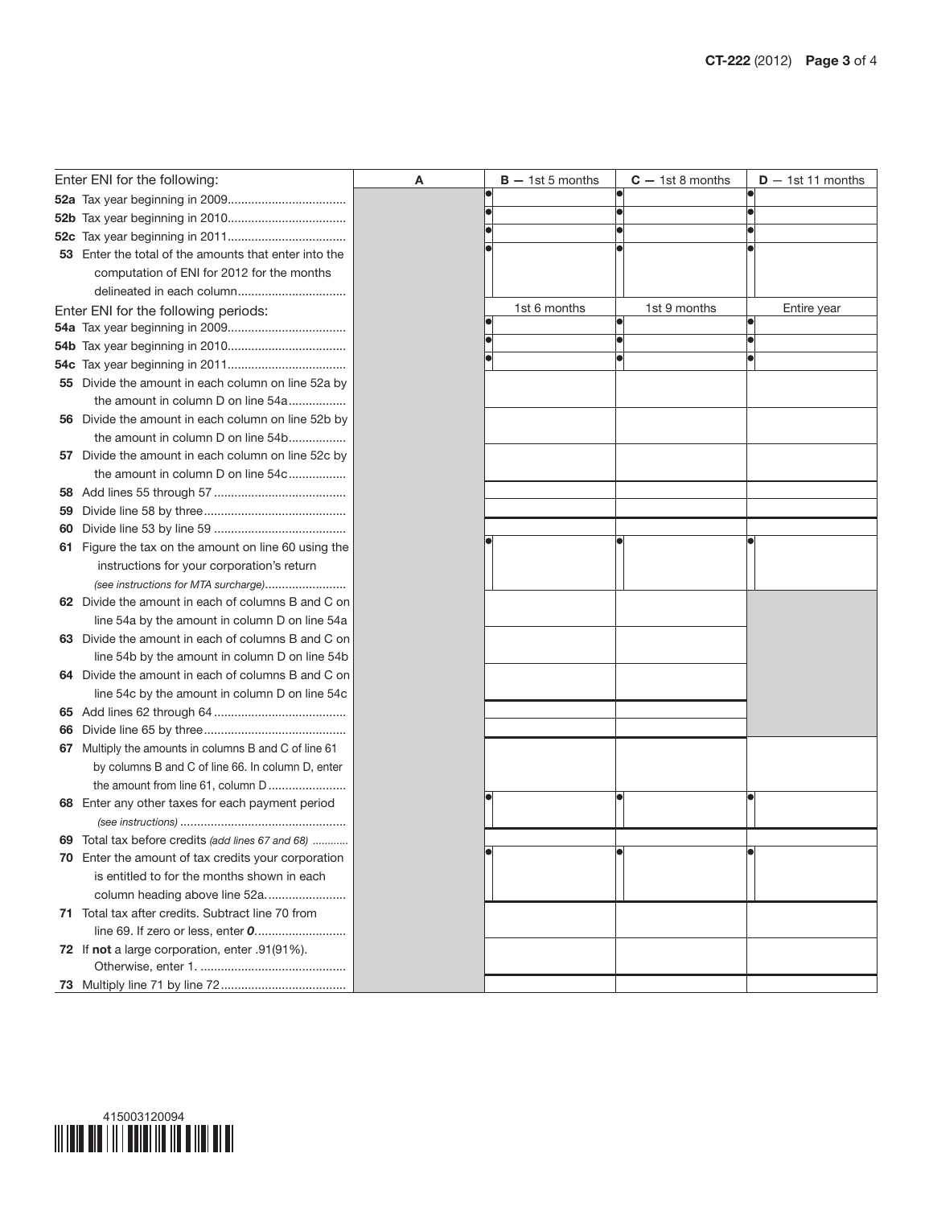| Enter ENI for the following: | A | B — 1st 5 months | C — 1st 8 months | D — 1st 11 months |
|---|---|---|---|---|
| **52a** Tax year beginning in 2009 | | | | |
| **52b** Tax year beginning in 2010 | | | | |
| **52c** Tax year beginning in 2011 | | | | |
| **53** Enter the total of the amounts that enter into the computation of ENI for 2012 for the months delineated in each column | | | | |
| Enter ENI for the following periods: | | 1st 6 months | 1st 9 months | Entire year |
| **54a** Tax year beginning in 2009 | | | | |
| **54b** Tax year beginning in 2010 | | | | |
| **54c** Tax year beginning in 2011 | | | | |
| **55** Divide the amount in each column on line 52a by the amount in column D on line 54a | | | | |
| **56** Divide the amount in each column on line 52b by the amount in column D on line 54b | | | | |
| **57** Divide the amount in each column on line 52c by the amount in column D on line 54c | | | | |
| **58** Add lines 55 through 57 | | | | |
| **59** Divide line 58 by three | | | | |
| **60** Divide line 53 by line 59 | | | | |
| **61** Figure the tax on the amount on line 60 using the instructions for your corporation's return *(see instructions for MTA surcharge)* | | | | |
| **62** Divide the amount in each of columns B and C on line 54a by the amount in column D on line 54a | | | | |
| **63** Divide the amount in each of columns B and C on line 54b by the amount in column D on line 54b | | | | |
| **64** Divide the amount in each of columns B and C on line 54c by the amount in column D on line 54c | | | | |
| **65** Add lines 62 through 64 | | | | |
| **66** Divide line 65 by three | | | | |
| **67** Multiply the amounts in columns B and C of line 61 by columns B and C of line 66. In column D, enter the amount from line 61, column D | | | | |
| **68** Enter any other taxes for each payment period *(see instructions)* | | | | |
| **69** Total tax before credits *(add lines 67 and 68)* | | | | |
| **70** Enter the amount of tax credits your corporation is entitled to for the months shown in each column heading above line 52a | | | | |
| **71** Total tax after credits. Subtract line 70 from line 69. If zero or less, enter ***0*** | | | | |
| **72** If **not** a large corporation, enter .91(91%). Otherwise, enter 1. | | | | |
| **73** Multiply line 71 by line 72 | | | | |

415003120094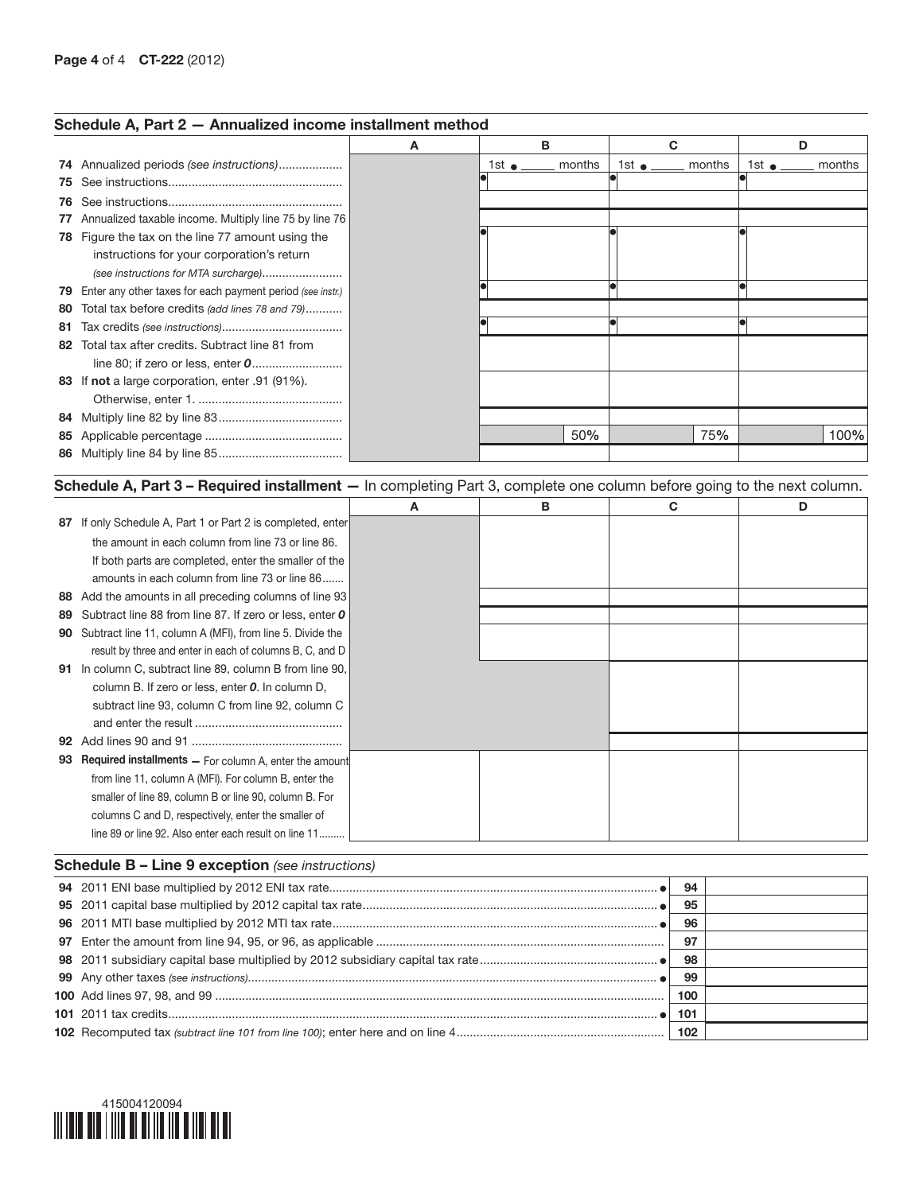## Schedule A, Part 2 — Annualized income installment method

| | A | B | C | D |
|---|---|---|---|---|
| **74** Annualized periods *(see instructions)* | | 1st ● _____ months | 1st ● _____ months | 1st ● _____ months |
| **75** See instructions | | ● | ● | ● |
| **76** See instructions | | | | |
| **77** Annualized taxable income. Multiply line 75 by line 76 | | | | |
| **78** Figure the tax on the line 77 amount using the instructions for your corporation's return *(see instructions for MTA surcharge)* | | ● | ● | ● |
| **79** Enter any other taxes for each payment period *(see instr.)* | | ● | ● | ● |
| **80** Total tax before credits *(add lines 78 and 79)* | | | | |
| **81** Tax credits *(see instructions)* | | ● | ● | ● |
| **82** Total tax after credits. Subtract line 81 from line 80; if zero or less, enter ***0*** | | | | |
| **83** If **not** a large corporation, enter .91 (91%). Otherwise, enter 1. | | | | |
| **84** Multiply line 82 by line 83 | | | | |
| **85** Applicable percentage | | 50% | 75% | 100% |
| **86** Multiply line 84 by line 85 | | | | |

## Schedule A, Part 3 – Required installment — In completing Part 3, complete one column before going to the next column.

| | A | B | C | D |
|---|---|---|---|---|
| **87** If only Schedule A, Part 1 or Part 2 is completed, enter the amount in each column from line 73 or line 86. If both parts are completed, enter the smaller of the amounts in each column from line 73 or line 86 | | | | |
| **88** Add the amounts in all preceding columns of line 93 | | | | |
| **89** Subtract line 88 from line 87. If zero or less, enter ***0*** | | | | |
| **90** Subtract line 11, column A (MFI), from line 5. Divide the result by three and enter in each of columns B, C, and D | | | | |
| **91** In column C, subtract line 89, column B from line 90, column B. If zero or less, enter ***0***. In column D, subtract line 93, column C from line 92, column C and enter the result | | | | |
| **92** Add lines 90 and 91 | | | | |
| **93** **Required installments** — For column A, enter the amount from line 11, column A (MFI). For column B, enter the smaller of line 89, column B or line 90, column B. For columns C and D, respectively, enter the smaller of line 89 or line 92. Also enter each result on line 11 | | | | |

## Schedule B – Line 9 exception *(see instructions)*

| | | |
|---|---|---|
| **94** 2011 ENI base multiplied by 2012 ENI tax rate ● | 94 | |
| **95** 2011 capital base multiplied by 2012 capital tax rate ● | 95 | |
| **96** 2011 MTI base multiplied by 2012 MTI tax rate ● | 96 | |
| **97** Enter the amount from line 94, 95, or 96, as applicable | 97 | |
| **98** 2011 subsidiary capital base multiplied by 2012 subsidiary capital tax rate ● | 98 | |
| **99** Any other taxes *(see instructions)* ● | 99 | |
| **100** Add lines 97, 98, and 99 | 100 | |
| **101** 2011 tax credits ● | 101 | |
| **102** Recomputed tax *(subtract line 101 from line 100)*; enter here and on line 4 | 102 | |

415004120094